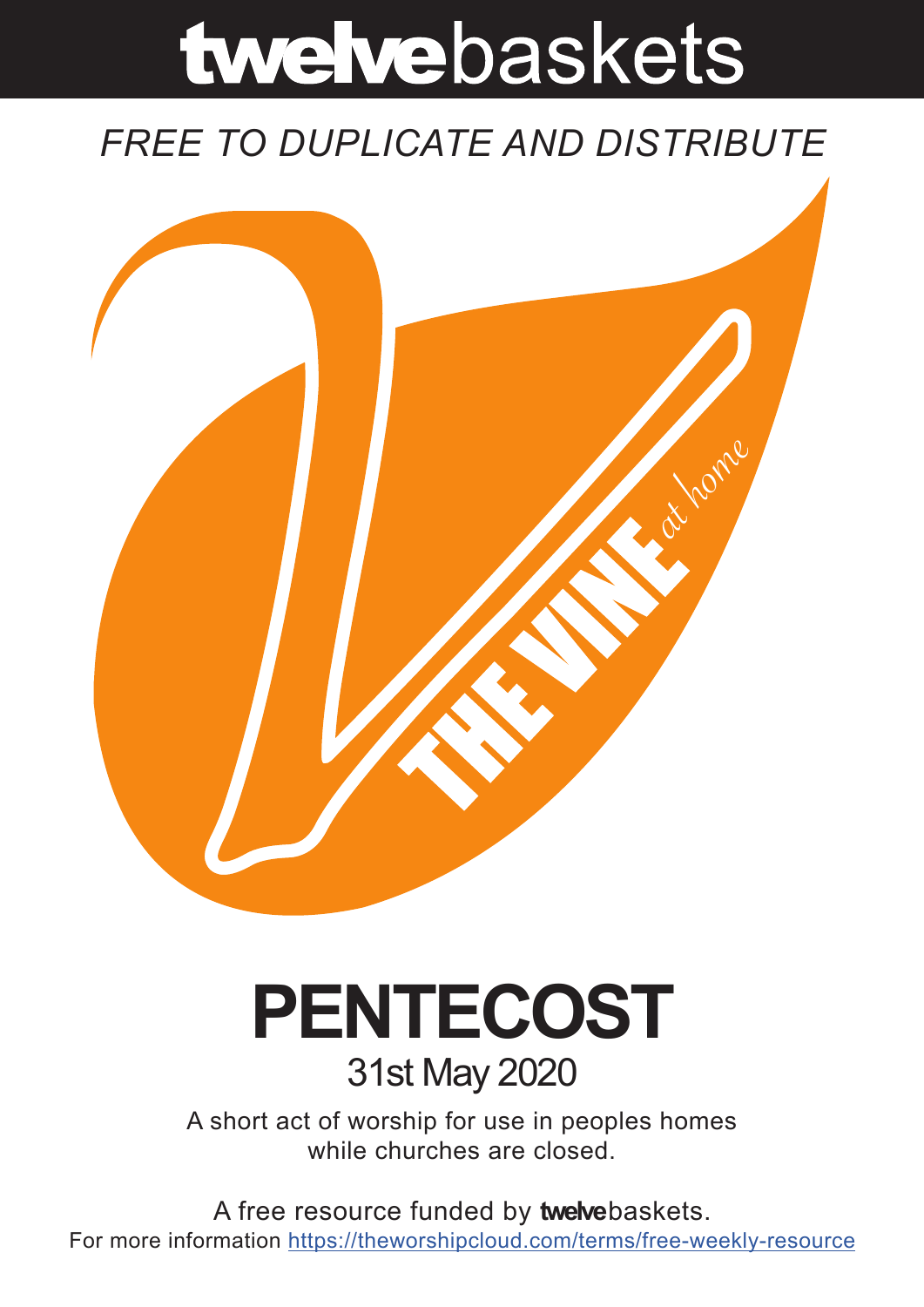# twelvebaskets

*FREE TO DUPLICATE AND DISTRIBUTE*

THE VINE *at home*

# PENTECOST

31st May 2020

A short act of worship for use in peoples homes while churches are closed.

A free resource funded by **twelve**baskets.
For more information https://theworshipcloud.com/terms/free-weekly-resource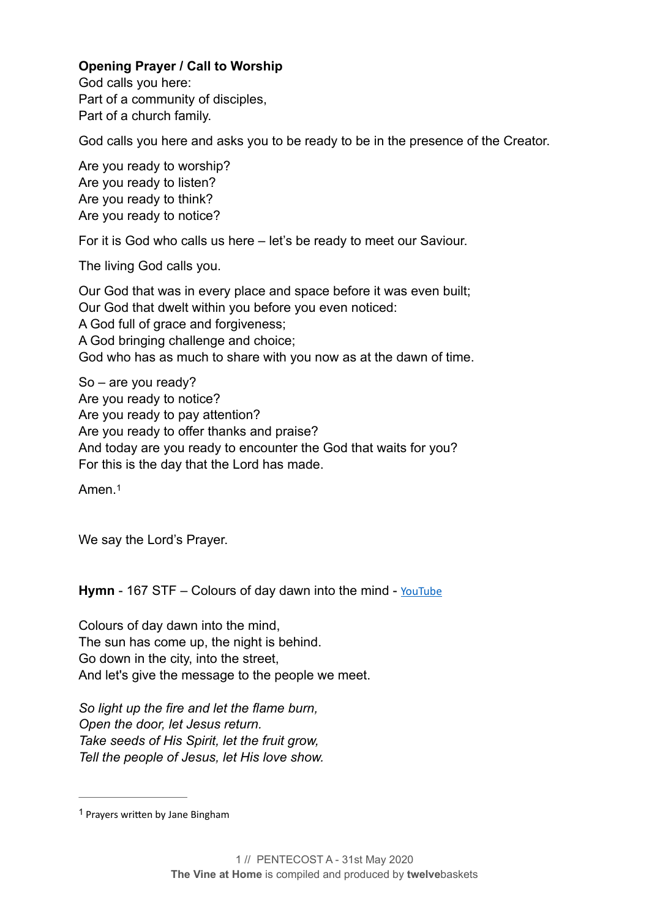**Opening Prayer / Call to Worship**
God calls you here:
Part of a community of disciples,
Part of a church family.

God calls you here and asks you to be ready to be in the presence of the Creator.

Are you ready to worship?
Are you ready to listen?
Are you ready to think?
Are you ready to notice?

For it is God who calls us here – let's be ready to meet our Saviour.

The living God calls you.

Our God that was in every place and space before it was even built;
Our God that dwelt within you before you even noticed:
A God full of grace and forgiveness;
A God bringing challenge and choice;
God who has as much to share with you now as at the dawn of time.

So – are you ready?
Are you ready to notice?
Are you ready to pay attention?
Are you ready to offer thanks and praise?
And today are you ready to encounter the God that waits for you?
For this is the day that the Lord has made.

Amen.[1]

We say the Lord's Prayer.

**Hymn** - 167 STF – Colours of day dawn into the mind - [YouTube]

Colours of day dawn into the mind,
The sun has come up, the night is behind.
Go down in the city, into the street,
And let's give the message to the people we meet.

*So light up the fire and let the flame burn,*
*Open the door, let Jesus return.*
*Take seeds of His Spirit, let the fruit grow,*
*Tell the people of Jesus, let His love show.*

[1] Prayers written by Jane Bingham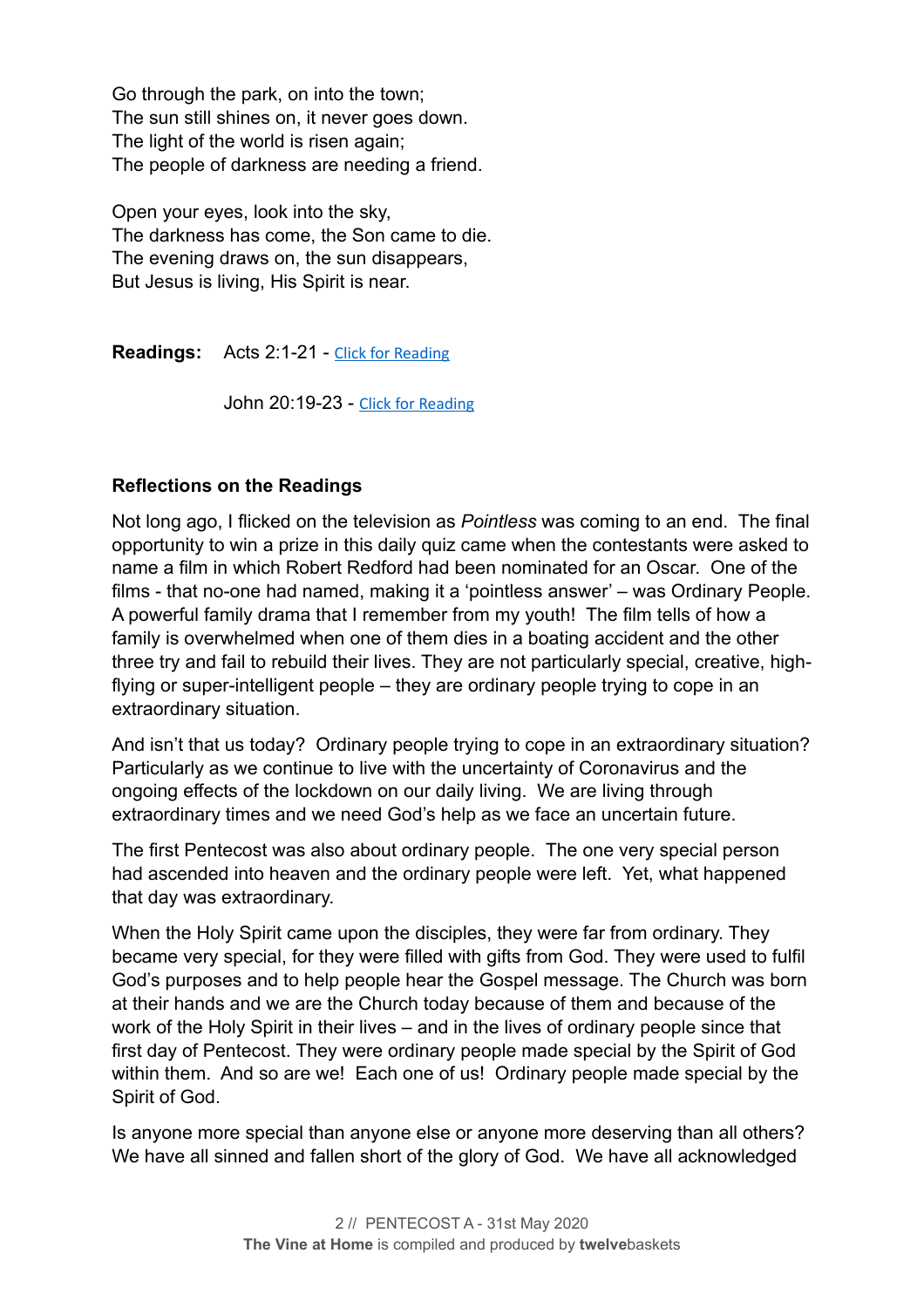Go through the park, on into the town;
The sun still shines on, it never goes down.
The light of the world is risen again;
The people of darkness are needing a friend.

Open your eyes, look into the sky,
The darkness has come, the Son came to die.
The evening draws on, the sun disappears,
But Jesus is living, His Spirit is near.

**Readings:** Acts 2:1-21 - Click for Reading

John 20:19-23 - Click for Reading

**Reflections on the Readings**

Not long ago, I flicked on the television as *Pointless* was coming to an end. The final opportunity to win a prize in this daily quiz came when the contestants were asked to name a film in which Robert Redford had been nominated for an Oscar. One of the films - that no-one had named, making it a 'pointless answer' – was Ordinary People. A powerful family drama that I remember from my youth! The film tells of how a family is overwhelmed when one of them dies in a boating accident and the other three try and fail to rebuild their lives. They are not particularly special, creative, high-flying or super-intelligent people – they are ordinary people trying to cope in an extraordinary situation.

And isn't that us today? Ordinary people trying to cope in an extraordinary situation? Particularly as we continue to live with the uncertainty of Coronavirus and the ongoing effects of the lockdown on our daily living. We are living through extraordinary times and we need God's help as we face an uncertain future.

The first Pentecost was also about ordinary people. The one very special person had ascended into heaven and the ordinary people were left. Yet, what happened that day was extraordinary.

When the Holy Spirit came upon the disciples, they were far from ordinary. They became very special, for they were filled with gifts from God. They were used to fulfil God's purposes and to help people hear the Gospel message. The Church was born at their hands and we are the Church today because of them and because of the work of the Holy Spirit in their lives – and in the lives of ordinary people since that first day of Pentecost. They were ordinary people made special by the Spirit of God within them. And so are we! Each one of us! Ordinary people made special by the Spirit of God.

Is anyone more special than anyone else or anyone more deserving than all others? We have all sinned and fallen short of the glory of God. We have all acknowledged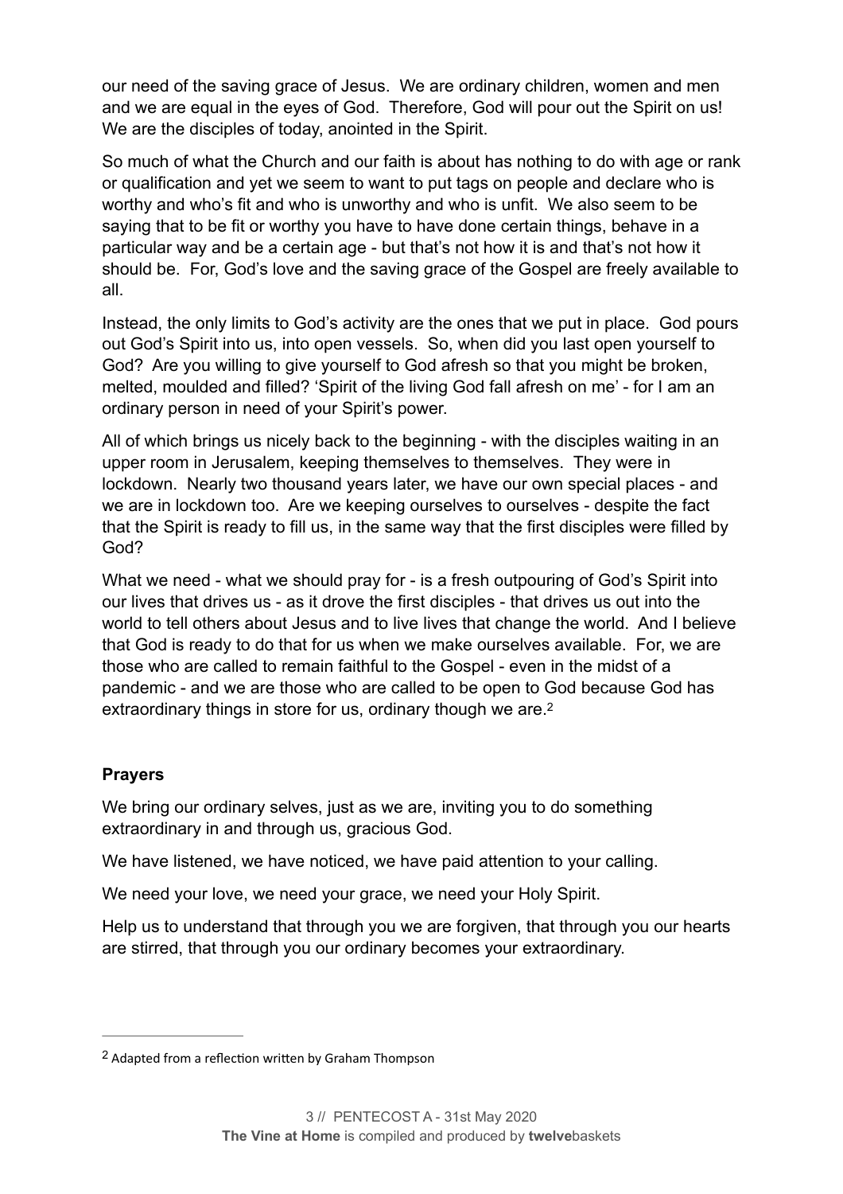our need of the saving grace of Jesus. We are ordinary children, women and men and we are equal in the eyes of God. Therefore, God will pour out the Spirit on us! We are the disciples of today, anointed in the Spirit.

So much of what the Church and our faith is about has nothing to do with age or rank or qualification and yet we seem to want to put tags on people and declare who is worthy and who's fit and who is unworthy and who is unfit. We also seem to be saying that to be fit or worthy you have to have done certain things, behave in a particular way and be a certain age - but that's not how it is and that's not how it should be. For, God's love and the saving grace of the Gospel are freely available to all.

Instead, the only limits to God's activity are the ones that we put in place. God pours out God's Spirit into us, into open vessels. So, when did you last open yourself to God? Are you willing to give yourself to God afresh so that you might be broken, melted, moulded and filled? 'Spirit of the living God fall afresh on me' - for I am an ordinary person in need of your Spirit's power.

All of which brings us nicely back to the beginning - with the disciples waiting in an upper room in Jerusalem, keeping themselves to themselves. They were in lockdown. Nearly two thousand years later, we have our own special places - and we are in lockdown too. Are we keeping ourselves to ourselves - despite the fact that the Spirit is ready to fill us, in the same way that the first disciples were filled by God?

What we need - what we should pray for - is a fresh outpouring of God's Spirit into our lives that drives us - as it drove the first disciples - that drives us out into the world to tell others about Jesus and to live lives that change the world. And I believe that God is ready to do that for us when we make ourselves available. For, we are those who are called to remain faithful to the Gospel - even in the midst of a pandemic - and we are those who are called to be open to God because God has extraordinary things in store for us, ordinary though we are.[2]

**Prayers**

We bring our ordinary selves, just as we are, inviting you to do something extraordinary in and through us, gracious God.

We have listened, we have noticed, we have paid attention to your calling.

We need your love, we need your grace, we need your Holy Spirit.

Help us to understand that through you we are forgiven, that through you our hearts are stirred, that through you our ordinary becomes your extraordinary.

---

[2] Adapted from a reflection written by Graham Thompson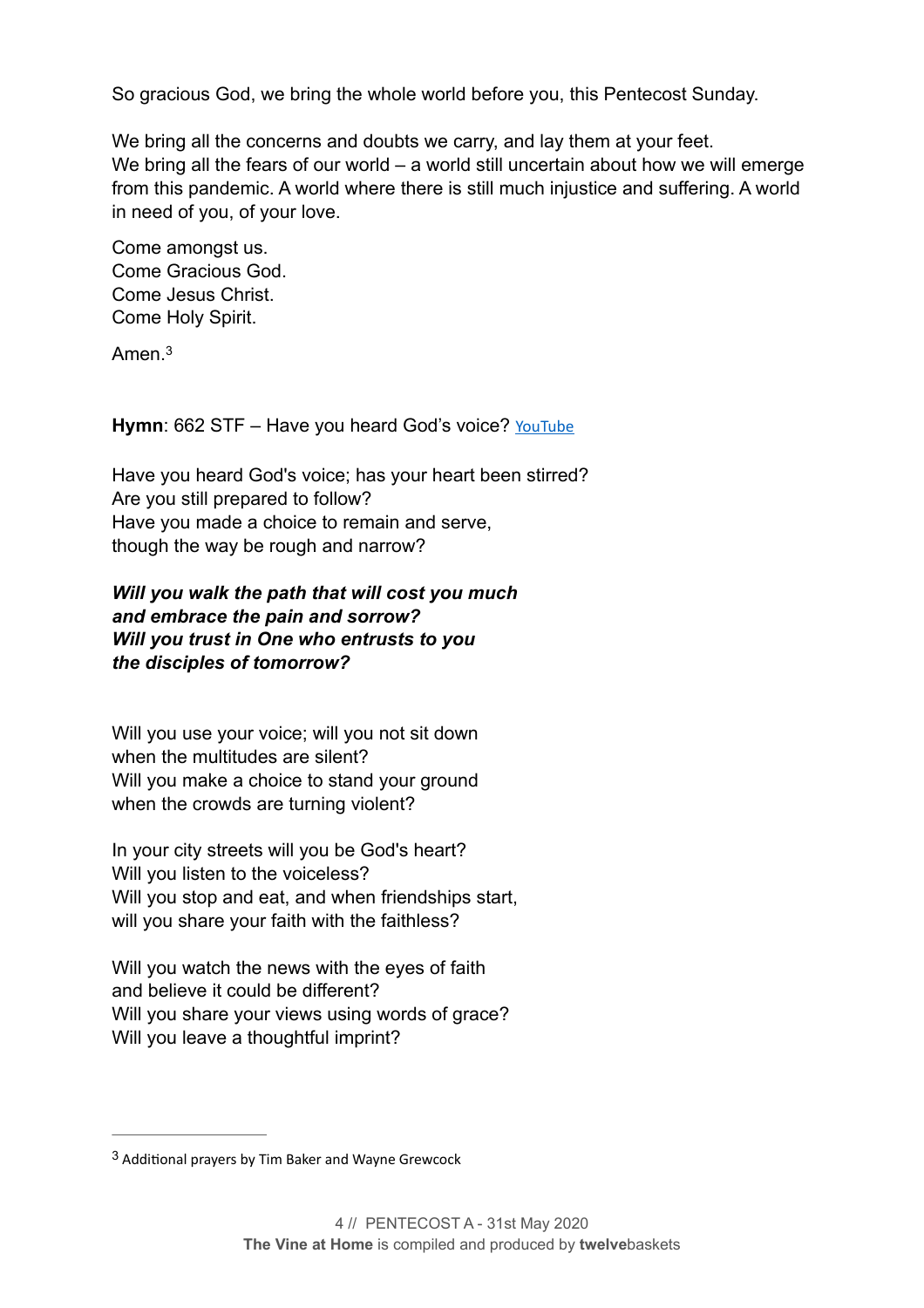So gracious God, we bring the whole world before you, this Pentecost Sunday.

We bring all the concerns and doubts we carry, and lay them at your feet.
We bring all the fears of our world – a world still uncertain about how we will emerge from this pandemic. A world where there is still much injustice and suffering. A world in need of you, of your love.

Come amongst us.
Come Gracious God.
Come Jesus Christ.
Come Holy Spirit.

Amen.[3]

**Hymn**: 662 STF – Have you heard God's voice? YouTube

Have you heard God's voice; has your heart been stirred?
Are you still prepared to follow?
Have you made a choice to remain and serve,
though the way be rough and narrow?

***Will you walk the path that will cost you much***
***and embrace the pain and sorrow?***
***Will you trust in One who entrusts to you***
***the disciples of tomorrow?***

Will you use your voice; will you not sit down
when the multitudes are silent?
Will you make a choice to stand your ground
when the crowds are turning violent?

In your city streets will you be God's heart?
Will you listen to the voiceless?
Will you stop and eat, and when friendships start,
will you share your faith with the faithless?

Will you watch the news with the eyes of faith
and believe it could be different?
Will you share your views using words of grace?
Will you leave a thoughtful imprint?

---

[3] Additional prayers by Tim Baker and Wayne Grewcock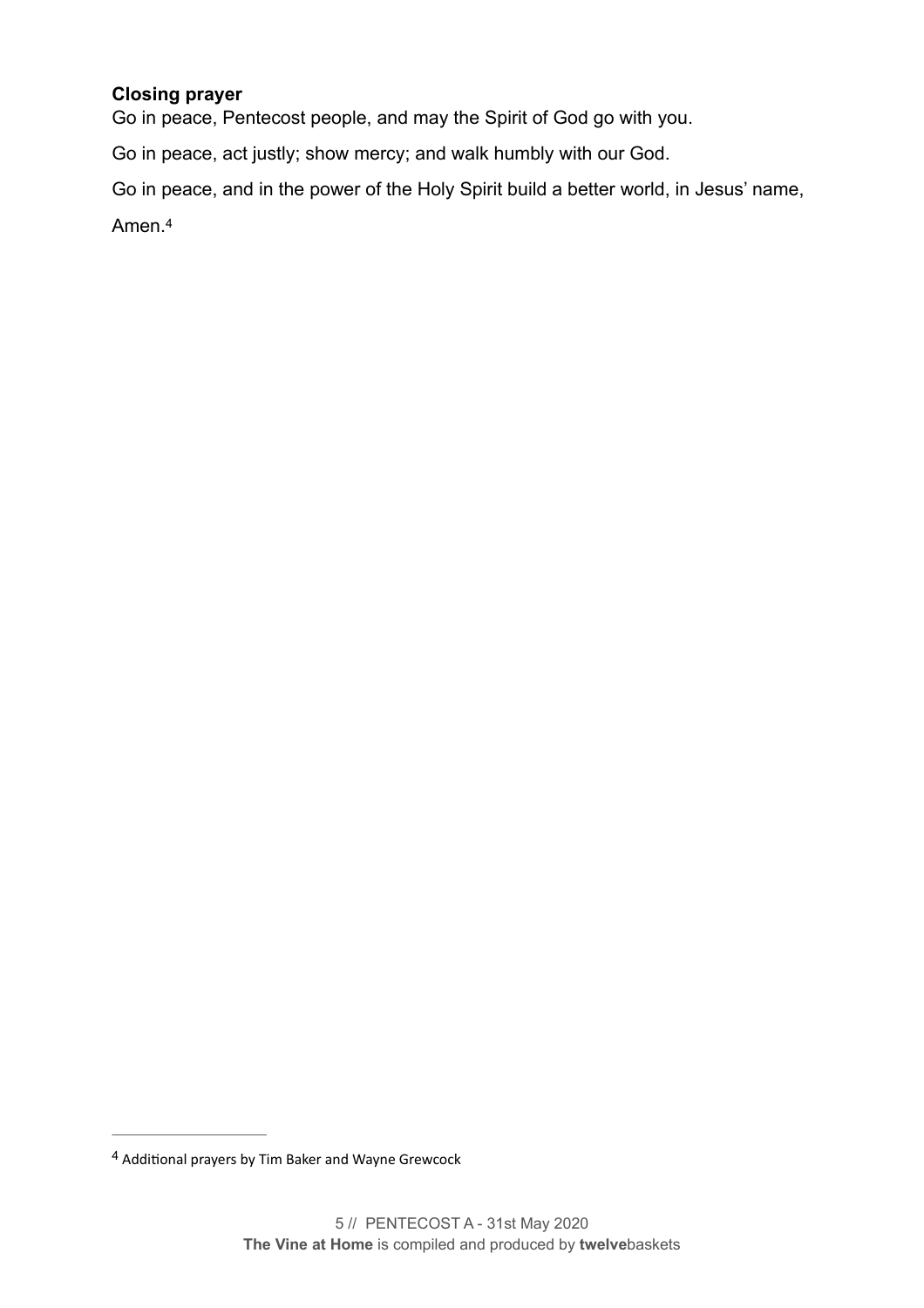**Closing prayer**

Go in peace, Pentecost people, and may the Spirit of God go with you.

Go in peace, act justly; show mercy; and walk humbly with our God.

Go in peace, and in the power of the Holy Spirit build a better world, in Jesus' name,

Amen.[4]

---

[4] Additional prayers by Tim Baker and Wayne Grewcock